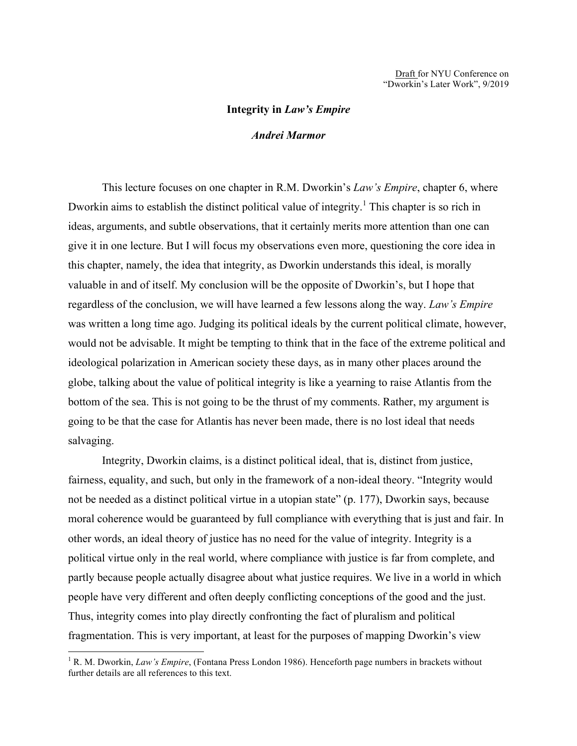<u>Draft</u> for NYU Conference on
"Dworkin's Later Work", 9/2019

**Integrity in *Law's Empire***

***Andrei Marmor***

This lecture focuses on one chapter in R.M. Dworkin's *Law's Empire*, chapter 6, where Dworkin aims to establish the distinct political value of integrity.[1] This chapter is so rich in ideas, arguments, and subtle observations, that it certainly merits more attention than one can give it in one lecture. But I will focus my observations even more, questioning the core idea in this chapter, namely, the idea that integrity, as Dworkin understands this ideal, is morally valuable in and of itself. My conclusion will be the opposite of Dworkin's, but I hope that regardless of the conclusion, we will have learned a few lessons along the way. *Law's Empire* was written a long time ago. Judging its political ideals by the current political climate, however, would not be advisable. It might be tempting to think that in the face of the extreme political and ideological polarization in American society these days, as in many other places around the globe, talking about the value of political integrity is like a yearning to raise Atlantis from the bottom of the sea. This is not going to be the thrust of my comments. Rather, my argument is going to be that the case for Atlantis has never been made, there is no lost ideal that needs salvaging.

Integrity, Dworkin claims, is a distinct political ideal, that is, distinct from justice, fairness, equality, and such, but only in the framework of a non-ideal theory. "Integrity would not be needed as a distinct political virtue in a utopian state" (p. 177), Dworkin says, because moral coherence would be guaranteed by full compliance with everything that is just and fair. In other words, an ideal theory of justice has no need for the value of integrity. Integrity is a political virtue only in the real world, where compliance with justice is far from complete, and partly because people actually disagree about what justice requires. We live in a world in which people have very different and often deeply conflicting conceptions of the good and the just. Thus, integrity comes into play directly confronting the fact of pluralism and political fragmentation. This is very important, at least for the purposes of mapping Dworkin's view

[1] R. M. Dworkin, *Law's Empire*, (Fontana Press London 1986). Henceforth page numbers in brackets without further details are all references to this text.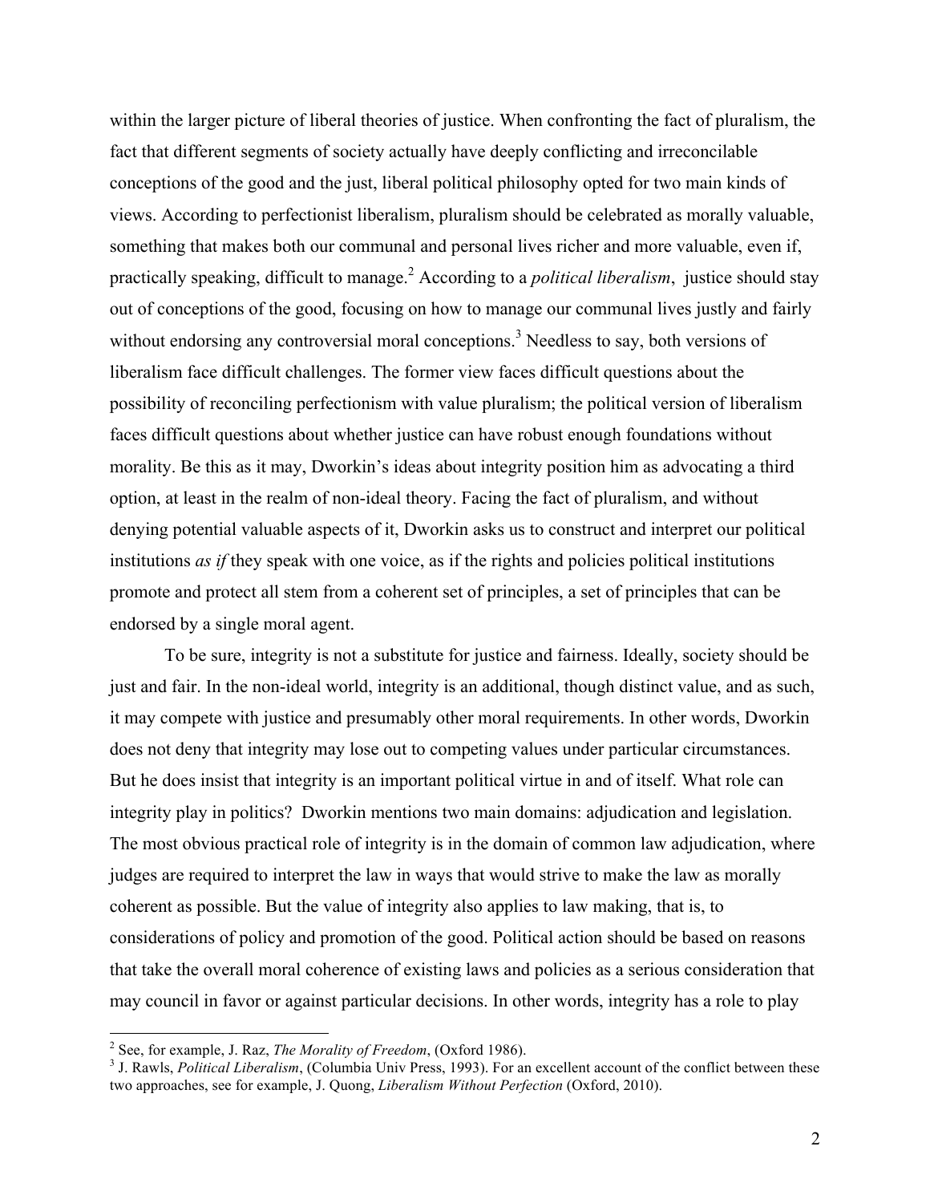within the larger picture of liberal theories of justice. When confronting the fact of pluralism, the fact that different segments of society actually have deeply conflicting and irreconcilable conceptions of the good and the just, liberal political philosophy opted for two main kinds of views. According to perfectionist liberalism, pluralism should be celebrated as morally valuable, something that makes both our communal and personal lives richer and more valuable, even if, practically speaking, difficult to manage.[2] According to a *political liberalism*, justice should stay out of conceptions of the good, focusing on how to manage our communal lives justly and fairly without endorsing any controversial moral conceptions.[3] Needless to say, both versions of liberalism face difficult challenges. The former view faces difficult questions about the possibility of reconciling perfectionism with value pluralism; the political version of liberalism faces difficult questions about whether justice can have robust enough foundations without morality. Be this as it may, Dworkin's ideas about integrity position him as advocating a third option, at least in the realm of non-ideal theory. Facing the fact of pluralism, and without denying potential valuable aspects of it, Dworkin asks us to construct and interpret our political institutions *as if* they speak with one voice, as if the rights and policies political institutions promote and protect all stem from a coherent set of principles, a set of principles that can be endorsed by a single moral agent.

To be sure, integrity is not a substitute for justice and fairness. Ideally, society should be just and fair. In the non-ideal world, integrity is an additional, though distinct value, and as such, it may compete with justice and presumably other moral requirements. In other words, Dworkin does not deny that integrity may lose out to competing values under particular circumstances. But he does insist that integrity is an important political virtue in and of itself. What role can integrity play in politics? Dworkin mentions two main domains: adjudication and legislation. The most obvious practical role of integrity is in the domain of common law adjudication, where judges are required to interpret the law in ways that would strive to make the law as morally coherent as possible. But the value of integrity also applies to law making, that is, to considerations of policy and promotion of the good. Political action should be based on reasons that take the overall moral coherence of existing laws and policies as a serious consideration that may council in favor or against particular decisions. In other words, integrity has a role to play

[2] See, for example, J. Raz, *The Morality of Freedom*, (Oxford 1986).

[3] J. Rawls, *Political Liberalism*, (Columbia Univ Press, 1993). For an excellent account of the conflict between these two approaches, see for example, J. Quong, *Liberalism Without Perfection* (Oxford, 2010).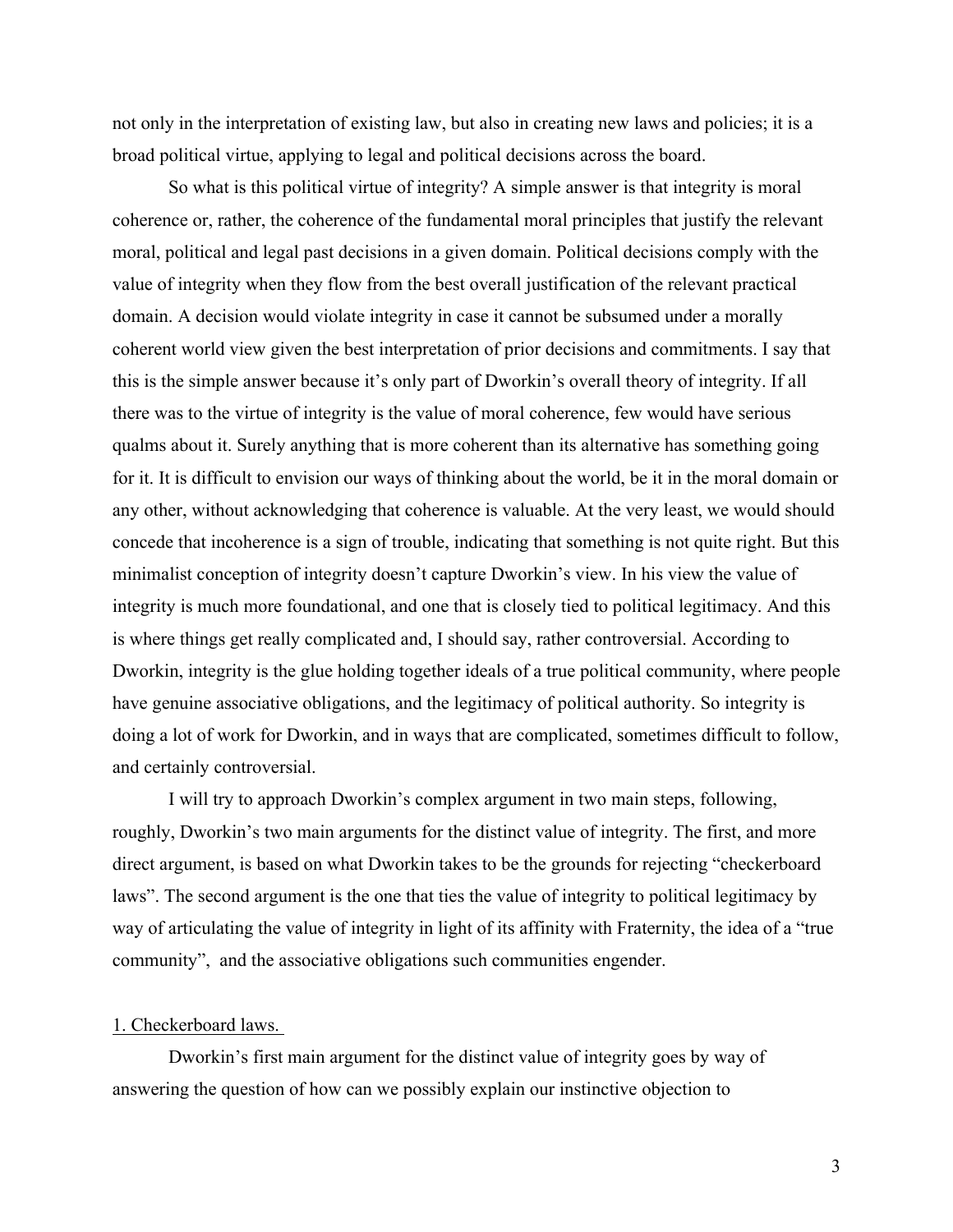not only in the interpretation of existing law, but also in creating new laws and policies; it is a broad political virtue, applying to legal and political decisions across the board.

So what is this political virtue of integrity? A simple answer is that integrity is moral coherence or, rather, the coherence of the fundamental moral principles that justify the relevant moral, political and legal past decisions in a given domain. Political decisions comply with the value of integrity when they flow from the best overall justification of the relevant practical domain. A decision would violate integrity in case it cannot be subsumed under a morally coherent world view given the best interpretation of prior decisions and commitments. I say that this is the simple answer because it's only part of Dworkin's overall theory of integrity. If all there was to the virtue of integrity is the value of moral coherence, few would have serious qualms about it. Surely anything that is more coherent than its alternative has something going for it. It is difficult to envision our ways of thinking about the world, be it in the moral domain or any other, without acknowledging that coherence is valuable. At the very least, we would should concede that incoherence is a sign of trouble, indicating that something is not quite right. But this minimalist conception of integrity doesn't capture Dworkin's view. In his view the value of integrity is much more foundational, and one that is closely tied to political legitimacy. And this is where things get really complicated and, I should say, rather controversial. According to Dworkin, integrity is the glue holding together ideals of a true political community, where people have genuine associative obligations, and the legitimacy of political authority. So integrity is doing a lot of work for Dworkin, and in ways that are complicated, sometimes difficult to follow, and certainly controversial.

I will try to approach Dworkin's complex argument in two main steps, following, roughly, Dworkin's two main arguments for the distinct value of integrity. The first, and more direct argument, is based on what Dworkin takes to be the grounds for rejecting "checkerboard laws". The second argument is the one that ties the value of integrity to political legitimacy by way of articulating the value of integrity in light of its affinity with Fraternity, the idea of a "true community", and the associative obligations such communities engender.

## 1. Checkerboard laws.

Dworkin's first main argument for the distinct value of integrity goes by way of answering the question of how can we possibly explain our instinctive objection to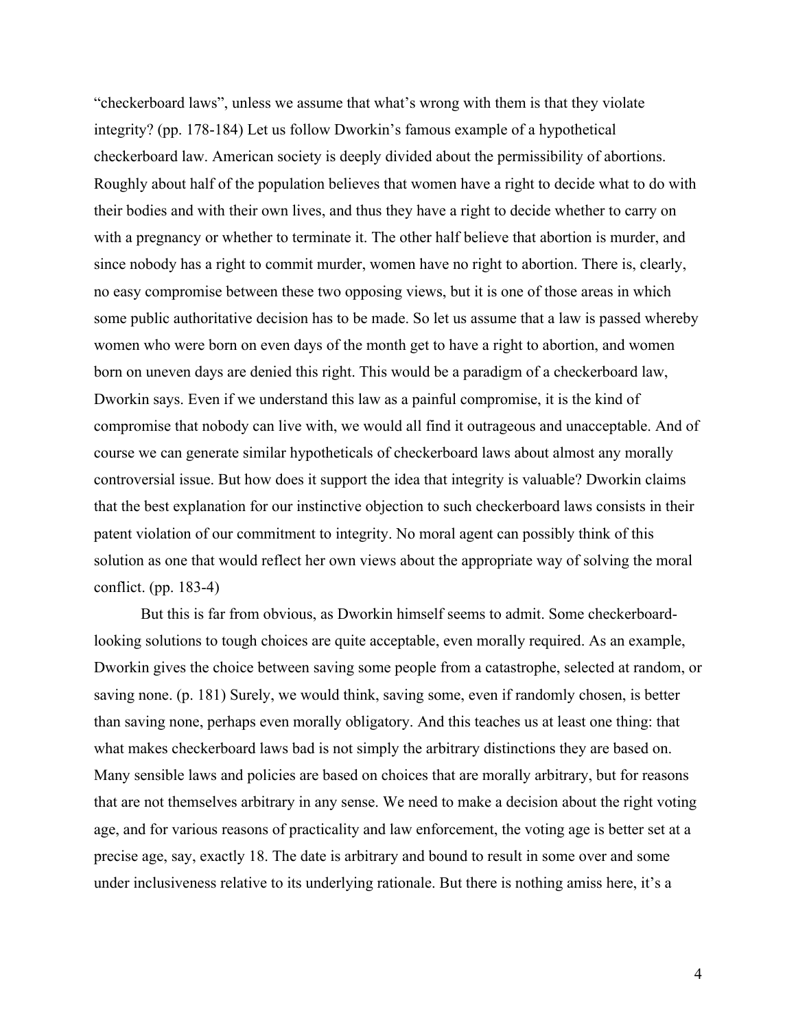"checkerboard laws", unless we assume that what's wrong with them is that they violate integrity? (pp. 178-184) Let us follow Dworkin's famous example of a hypothetical checkerboard law. American society is deeply divided about the permissibility of abortions. Roughly about half of the population believes that women have a right to decide what to do with their bodies and with their own lives, and thus they have a right to decide whether to carry on with a pregnancy or whether to terminate it. The other half believe that abortion is murder, and since nobody has a right to commit murder, women have no right to abortion. There is, clearly, no easy compromise between these two opposing views, but it is one of those areas in which some public authoritative decision has to be made. So let us assume that a law is passed whereby women who were born on even days of the month get to have a right to abortion, and women born on uneven days are denied this right. This would be a paradigm of a checkerboard law, Dworkin says. Even if we understand this law as a painful compromise, it is the kind of compromise that nobody can live with, we would all find it outrageous and unacceptable. And of course we can generate similar hypotheticals of checkerboard laws about almost any morally controversial issue. But how does it support the idea that integrity is valuable? Dworkin claims that the best explanation for our instinctive objection to such checkerboard laws consists in their patent violation of our commitment to integrity. No moral agent can possibly think of this solution as one that would reflect her own views about the appropriate way of solving the moral conflict. (pp. 183-4)

But this is far from obvious, as Dworkin himself seems to admit. Some checkerboard-looking solutions to tough choices are quite acceptable, even morally required. As an example, Dworkin gives the choice between saving some people from a catastrophe, selected at random, or saving none. (p. 181) Surely, we would think, saving some, even if randomly chosen, is better than saving none, perhaps even morally obligatory. And this teaches us at least one thing: that what makes checkerboard laws bad is not simply the arbitrary distinctions they are based on. Many sensible laws and policies are based on choices that are morally arbitrary, but for reasons that are not themselves arbitrary in any sense. We need to make a decision about the right voting age, and for various reasons of practicality and law enforcement, the voting age is better set at a precise age, say, exactly 18. The date is arbitrary and bound to result in some over and some under inclusiveness relative to its underlying rationale. But there is nothing amiss here, it's a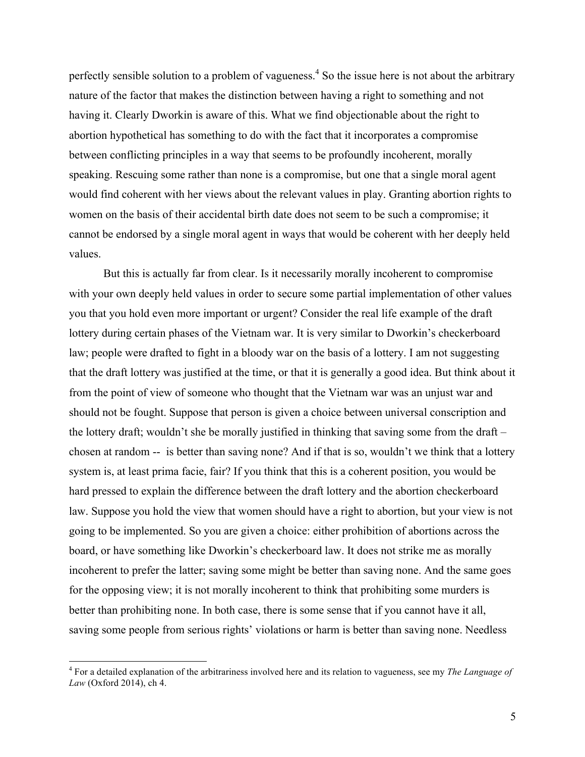perfectly sensible solution to a problem of vagueness.[4] So the issue here is not about the arbitrary nature of the factor that makes the distinction between having a right to something and not having it. Clearly Dworkin is aware of this. What we find objectionable about the right to abortion hypothetical has something to do with the fact that it incorporates a compromise between conflicting principles in a way that seems to be profoundly incoherent, morally speaking. Rescuing some rather than none is a compromise, but one that a single moral agent would find coherent with her views about the relevant values in play. Granting abortion rights to women on the basis of their accidental birth date does not seem to be such a compromise; it cannot be endorsed by a single moral agent in ways that would be coherent with her deeply held values.

But this is actually far from clear. Is it necessarily morally incoherent to compromise with your own deeply held values in order to secure some partial implementation of other values you that you hold even more important or urgent? Consider the real life example of the draft lottery during certain phases of the Vietnam war. It is very similar to Dworkin's checkerboard law; people were drafted to fight in a bloody war on the basis of a lottery. I am not suggesting that the draft lottery was justified at the time, or that it is generally a good idea. But think about it from the point of view of someone who thought that the Vietnam war was an unjust war and should not be fought. Suppose that person is given a choice between universal conscription and the lottery draft; wouldn't she be morally justified in thinking that saving some from the draft – chosen at random -- is better than saving none? And if that is so, wouldn't we think that a lottery system is, at least prima facie, fair? If you think that this is a coherent position, you would be hard pressed to explain the difference between the draft lottery and the abortion checkerboard law. Suppose you hold the view that women should have a right to abortion, but your view is not going to be implemented. So you are given a choice: either prohibition of abortions across the board, or have something like Dworkin's checkerboard law. It does not strike me as morally incoherent to prefer the latter; saving some might be better than saving none. And the same goes for the opposing view; it is not morally incoherent to think that prohibiting some murders is better than prohibiting none. In both case, there is some sense that if you cannot have it all, saving some people from serious rights' violations or harm is better than saving none. Needless

[4] For a detailed explanation of the arbitrariness involved here and its relation to vagueness, see my *The Language of Law* (Oxford 2014), ch 4.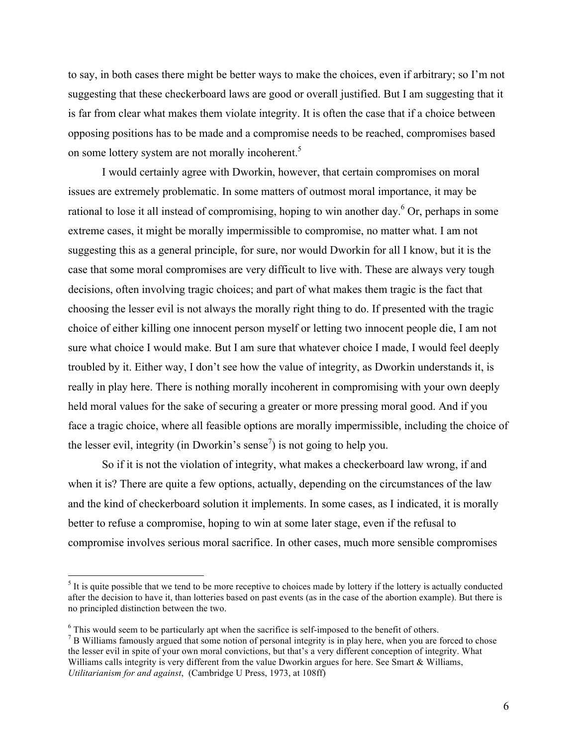to say, in both cases there might be better ways to make the choices, even if arbitrary; so I'm not suggesting that these checkerboard laws are good or overall justified. But I am suggesting that it is far from clear what makes them violate integrity. It is often the case that if a choice between opposing positions has to be made and a compromise needs to be reached, compromises based on some lottery system are not morally incoherent.[5]

I would certainly agree with Dworkin, however, that certain compromises on moral issues are extremely problematic. In some matters of outmost moral importance, it may be rational to lose it all instead of compromising, hoping to win another day.[6] Or, perhaps in some extreme cases, it might be morally impermissible to compromise, no matter what. I am not suggesting this as a general principle, for sure, nor would Dworkin for all I know, but it is the case that some moral compromises are very difficult to live with. These are always very tough decisions, often involving tragic choices; and part of what makes them tragic is the fact that choosing the lesser evil is not always the morally right thing to do. If presented with the tragic choice of either killing one innocent person myself or letting two innocent people die, I am not sure what choice I would make. But I am sure that whatever choice I made, I would feel deeply troubled by it. Either way, I don't see how the value of integrity, as Dworkin understands it, is really in play here. There is nothing morally incoherent in compromising with your own deeply held moral values for the sake of securing a greater or more pressing moral good. And if you face a tragic choice, where all feasible options are morally impermissible, including the choice of the lesser evil, integrity (in Dworkin's sense[7]) is not going to help you.

So if it is not the violation of integrity, what makes a checkerboard law wrong, if and when it is? There are quite a few options, actually, depending on the circumstances of the law and the kind of checkerboard solution it implements. In some cases, as I indicated, it is morally better to refuse a compromise, hoping to win at some later stage, even if the refusal to compromise involves serious moral sacrifice. In other cases, much more sensible compromises

---

[5] It is quite possible that we tend to be more receptive to choices made by lottery if the lottery is actually conducted after the decision to have it, than lotteries based on past events (as in the case of the abortion example). But there is no principled distinction between the two.

[6] This would seem to be particularly apt when the sacrifice is self-imposed to the benefit of others.

[7] B Williams famously argued that some notion of personal integrity is in play here, when you are forced to chose the lesser evil in spite of your own moral convictions, but that's a very different conception of integrity. What Williams calls integrity is very different from the value Dworkin argues for here. See Smart & Williams, *Utilitarianism for and against*, (Cambridge U Press, 1973, at 108ff)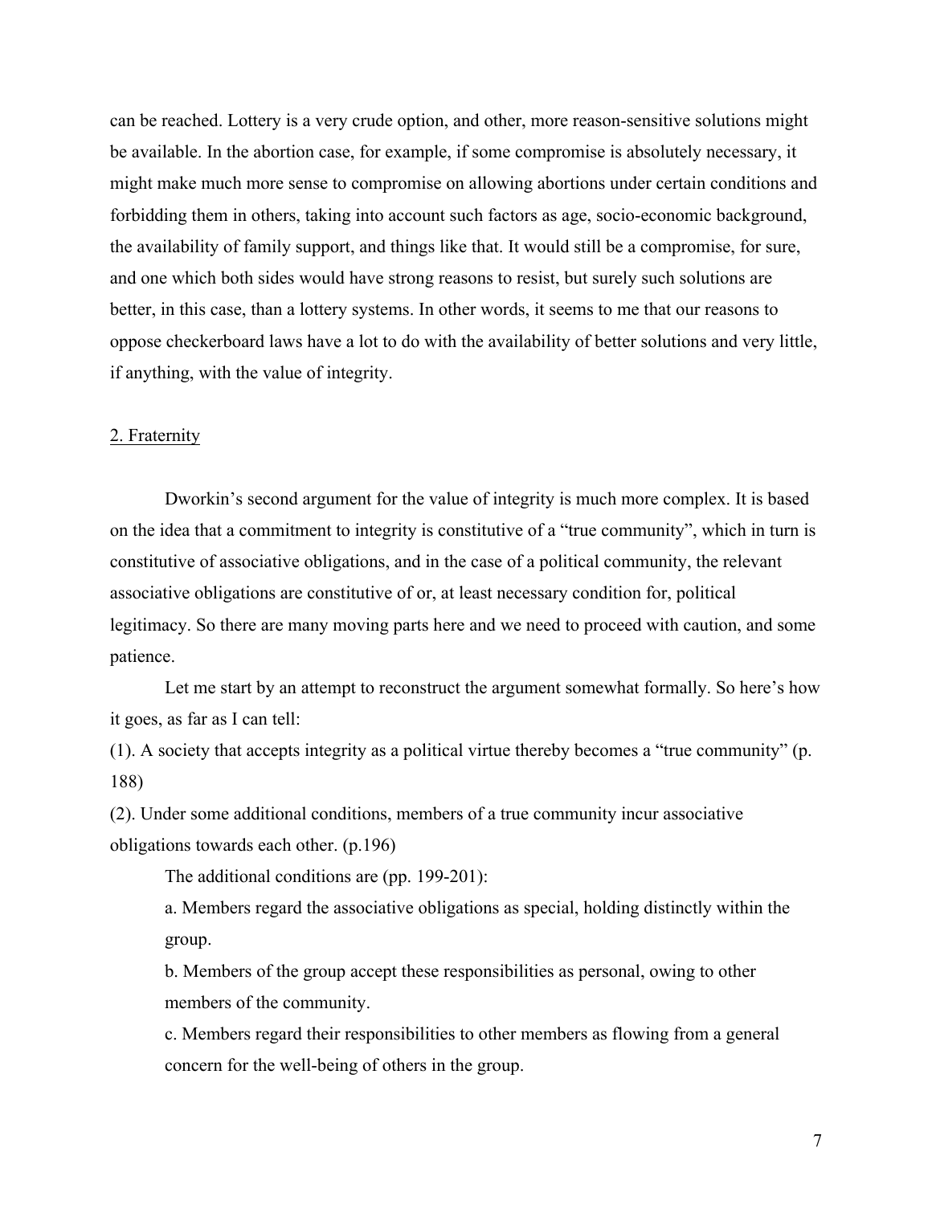can be reached. Lottery is a very crude option, and other, more reason-sensitive solutions might be available. In the abortion case, for example, if some compromise is absolutely necessary, it might make much more sense to compromise on allowing abortions under certain conditions and forbidding them in others, taking into account such factors as age, socio-economic background, the availability of family support, and things like that. It would still be a compromise, for sure, and one which both sides would have strong reasons to resist, but surely such solutions are better, in this case, than a lottery systems. In other words, it seems to me that our reasons to oppose checkerboard laws have a lot to do with the availability of better solutions and very little, if anything, with the value of integrity.

## 2. Fraternity

Dworkin's second argument for the value of integrity is much more complex. It is based on the idea that a commitment to integrity is constitutive of a "true community", which in turn is constitutive of associative obligations, and in the case of a political community, the relevant associative obligations are constitutive of or, at least necessary condition for, political legitimacy. So there are many moving parts here and we need to proceed with caution, and some patience.

Let me start by an attempt to reconstruct the argument somewhat formally. So here's how it goes, as far as I can tell:

(1). A society that accepts integrity as a political virtue thereby becomes a "true community" (p. 188)

(2). Under some additional conditions, members of a true community incur associative obligations towards each other. (p.196)

The additional conditions are (pp. 199-201):

a. Members regard the associative obligations as special, holding distinctly within the group.

b. Members of the group accept these responsibilities as personal, owing to other members of the community.

c. Members regard their responsibilities to other members as flowing from a general concern for the well-being of others in the group.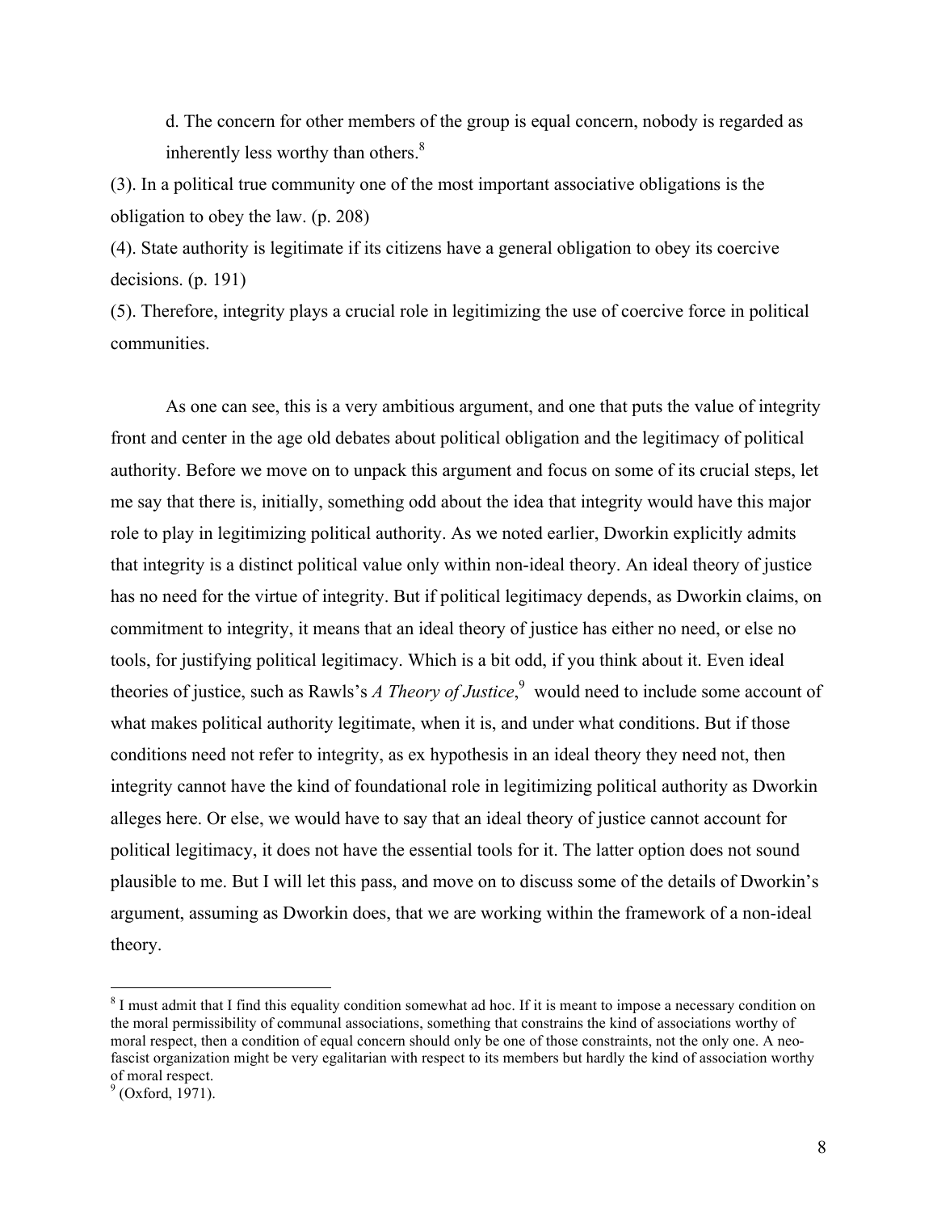d. The concern for other members of the group is equal concern, nobody is regarded as inherently less worthy than others.[8]

(3). In a political true community one of the most important associative obligations is the obligation to obey the law. (p. 208)

(4). State authority is legitimate if its citizens have a general obligation to obey its coercive decisions. (p. 191)

(5). Therefore, integrity plays a crucial role in legitimizing the use of coercive force in political communities.

As one can see, this is a very ambitious argument, and one that puts the value of integrity front and center in the age old debates about political obligation and the legitimacy of political authority. Before we move on to unpack this argument and focus on some of its crucial steps, let me say that there is, initially, something odd about the idea that integrity would have this major role to play in legitimizing political authority. As we noted earlier, Dworkin explicitly admits that integrity is a distinct political value only within non-ideal theory. An ideal theory of justice has no need for the virtue of integrity. But if political legitimacy depends, as Dworkin claims, on commitment to integrity, it means that an ideal theory of justice has either no need, or else no tools, for justifying political legitimacy. Which is a bit odd, if you think about it. Even ideal theories of justice, such as Rawls's *A Theory of Justice*,[9] would need to include some account of what makes political authority legitimate, when it is, and under what conditions. But if those conditions need not refer to integrity, as ex hypothesis in an ideal theory they need not, then integrity cannot have the kind of foundational role in legitimizing political authority as Dworkin alleges here. Or else, we would have to say that an ideal theory of justice cannot account for political legitimacy, it does not have the essential tools for it. The latter option does not sound plausible to me. But I will let this pass, and move on to discuss some of the details of Dworkin's argument, assuming as Dworkin does, that we are working within the framework of a non-ideal theory.

---

[8] I must admit that I find this equality condition somewhat ad hoc. If it is meant to impose a necessary condition on the moral permissibility of communal associations, something that constrains the kind of associations worthy of moral respect, then a condition of equal concern should only be one of those constraints, not the only one. A neo-fascist organization might be very egalitarian with respect to its members but hardly the kind of association worthy of moral respect.

[9] (Oxford, 1971).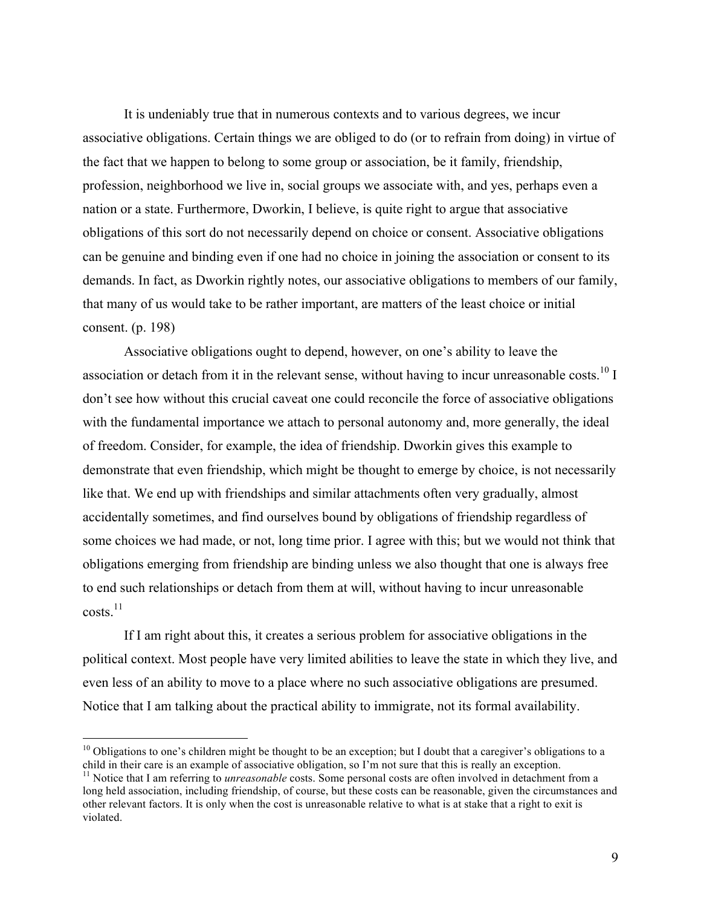It is undeniably true that in numerous contexts and to various degrees, we incur associative obligations. Certain things we are obliged to do (or to refrain from doing) in virtue of the fact that we happen to belong to some group or association, be it family, friendship, profession, neighborhood we live in, social groups we associate with, and yes, perhaps even a nation or a state. Furthermore, Dworkin, I believe, is quite right to argue that associative obligations of this sort do not necessarily depend on choice or consent. Associative obligations can be genuine and binding even if one had no choice in joining the association or consent to its demands. In fact, as Dworkin rightly notes, our associative obligations to members of our family, that many of us would take to be rather important, are matters of the least choice or initial consent. (p. 198)

Associative obligations ought to depend, however, on one's ability to leave the association or detach from it in the relevant sense, without having to incur unreasonable costs.[10] I don't see how without this crucial caveat one could reconcile the force of associative obligations with the fundamental importance we attach to personal autonomy and, more generally, the ideal of freedom. Consider, for example, the idea of friendship. Dworkin gives this example to demonstrate that even friendship, which might be thought to emerge by choice, is not necessarily like that. We end up with friendships and similar attachments often very gradually, almost accidentally sometimes, and find ourselves bound by obligations of friendship regardless of some choices we had made, or not, long time prior. I agree with this; but we would not think that obligations emerging from friendship are binding unless we also thought that one is always free to end such relationships or detach from them at will, without having to incur unreasonable costs.[11]

If I am right about this, it creates a serious problem for associative obligations in the political context. Most people have very limited abilities to leave the state in which they live, and even less of an ability to move to a place where no such associative obligations are presumed. Notice that I am talking about the practical ability to immigrate, not its formal availability.

---

[10] Obligations to one's children might be thought to be an exception; but I doubt that a caregiver's obligations to a child in their care is an example of associative obligation, so I'm not sure that this is really an exception.

[11] Notice that I am referring to *unreasonable* costs. Some personal costs are often involved in detachment from a long held association, including friendship, of course, but these costs can be reasonable, given the circumstances and other relevant factors. It is only when the cost is unreasonable relative to what is at stake that a right to exit is violated.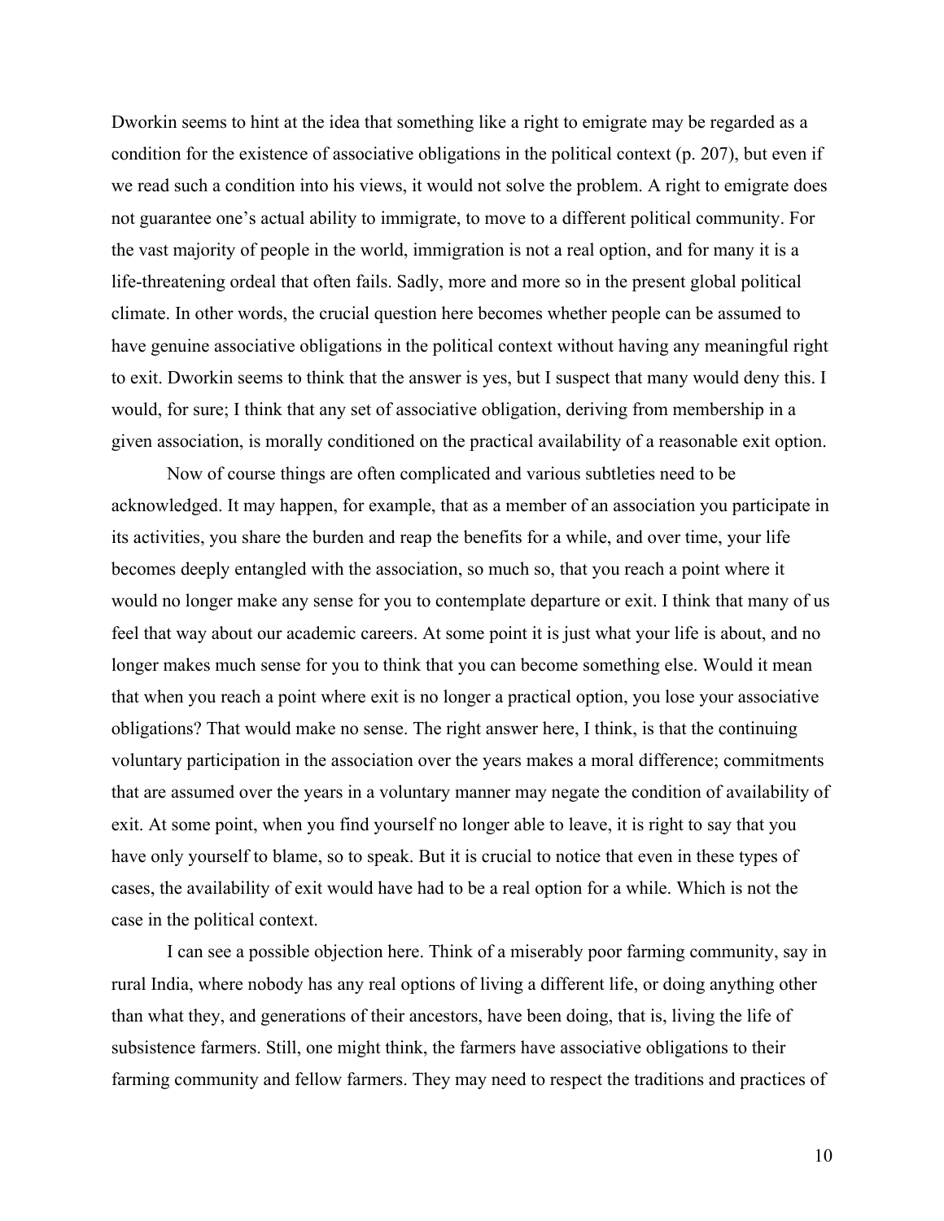Dworkin seems to hint at the idea that something like a right to emigrate may be regarded as a condition for the existence of associative obligations in the political context (p. 207), but even if we read such a condition into his views, it would not solve the problem. A right to emigrate does not guarantee one's actual ability to immigrate, to move to a different political community. For the vast majority of people in the world, immigration is not a real option, and for many it is a life-threatening ordeal that often fails. Sadly, more and more so in the present global political climate. In other words, the crucial question here becomes whether people can be assumed to have genuine associative obligations in the political context without having any meaningful right to exit. Dworkin seems to think that the answer is yes, but I suspect that many would deny this. I would, for sure; I think that any set of associative obligation, deriving from membership in a given association, is morally conditioned on the practical availability of a reasonable exit option.

Now of course things are often complicated and various subtleties need to be acknowledged. It may happen, for example, that as a member of an association you participate in its activities, you share the burden and reap the benefits for a while, and over time, your life becomes deeply entangled with the association, so much so, that you reach a point where it would no longer make any sense for you to contemplate departure or exit. I think that many of us feel that way about our academic careers. At some point it is just what your life is about, and no longer makes much sense for you to think that you can become something else. Would it mean that when you reach a point where exit is no longer a practical option, you lose your associative obligations? That would make no sense. The right answer here, I think, is that the continuing voluntary participation in the association over the years makes a moral difference; commitments that are assumed over the years in a voluntary manner may negate the condition of availability of exit. At some point, when you find yourself no longer able to leave, it is right to say that you have only yourself to blame, so to speak. But it is crucial to notice that even in these types of cases, the availability of exit would have had to be a real option for a while. Which is not the case in the political context.

I can see a possible objection here. Think of a miserably poor farming community, say in rural India, where nobody has any real options of living a different life, or doing anything other than what they, and generations of their ancestors, have been doing, that is, living the life of subsistence farmers. Still, one might think, the farmers have associative obligations to their farming community and fellow farmers. They may need to respect the traditions and practices of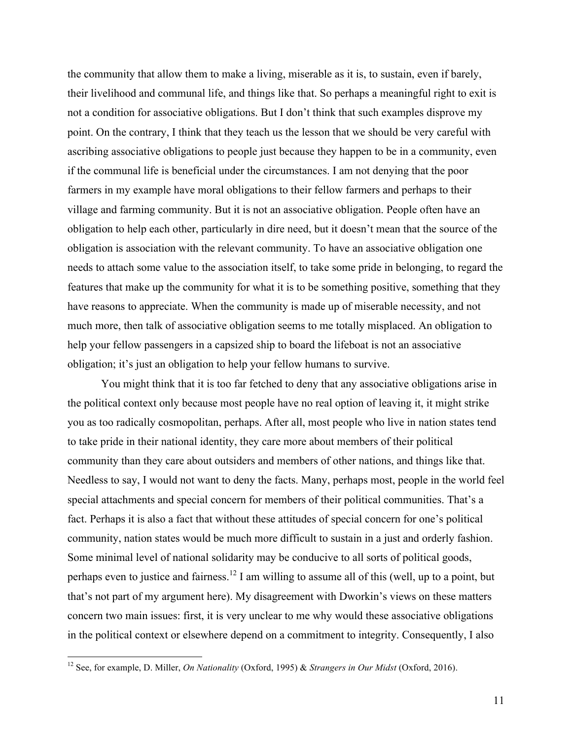the community that allow them to make a living, miserable as it is, to sustain, even if barely, their livelihood and communal life, and things like that. So perhaps a meaningful right to exit is not a condition for associative obligations. But I don't think that such examples disprove my point. On the contrary, I think that they teach us the lesson that we should be very careful with ascribing associative obligations to people just because they happen to be in a community, even if the communal life is beneficial under the circumstances. I am not denying that the poor farmers in my example have moral obligations to their fellow farmers and perhaps to their village and farming community. But it is not an associative obligation. People often have an obligation to help each other, particularly in dire need, but it doesn't mean that the source of the obligation is association with the relevant community. To have an associative obligation one needs to attach some value to the association itself, to take some pride in belonging, to regard the features that make up the community for what it is to be something positive, something that they have reasons to appreciate. When the community is made up of miserable necessity, and not much more, then talk of associative obligation seems to me totally misplaced. An obligation to help your fellow passengers in a capsized ship to board the lifeboat is not an associative obligation; it's just an obligation to help your fellow humans to survive.

You might think that it is too far fetched to deny that any associative obligations arise in the political context only because most people have no real option of leaving it, it might strike you as too radically cosmopolitan, perhaps. After all, most people who live in nation states tend to take pride in their national identity, they care more about members of their political community than they care about outsiders and members of other nations, and things like that. Needless to say, I would not want to deny the facts. Many, perhaps most, people in the world feel special attachments and special concern for members of their political communities. That's a fact. Perhaps it is also a fact that without these attitudes of special concern for one's political community, nation states would be much more difficult to sustain in a just and orderly fashion. Some minimal level of national solidarity may be conducive to all sorts of political goods, perhaps even to justice and fairness.[12] I am willing to assume all of this (well, up to a point, but that's not part of my argument here). My disagreement with Dworkin's views on these matters concern two main issues: first, it is very unclear to me why would these associative obligations in the political context or elsewhere depend on a commitment to integrity. Consequently, I also

---

[12] See, for example, D. Miller, *On Nationality* (Oxford, 1995) & *Strangers in Our Midst* (Oxford, 2016).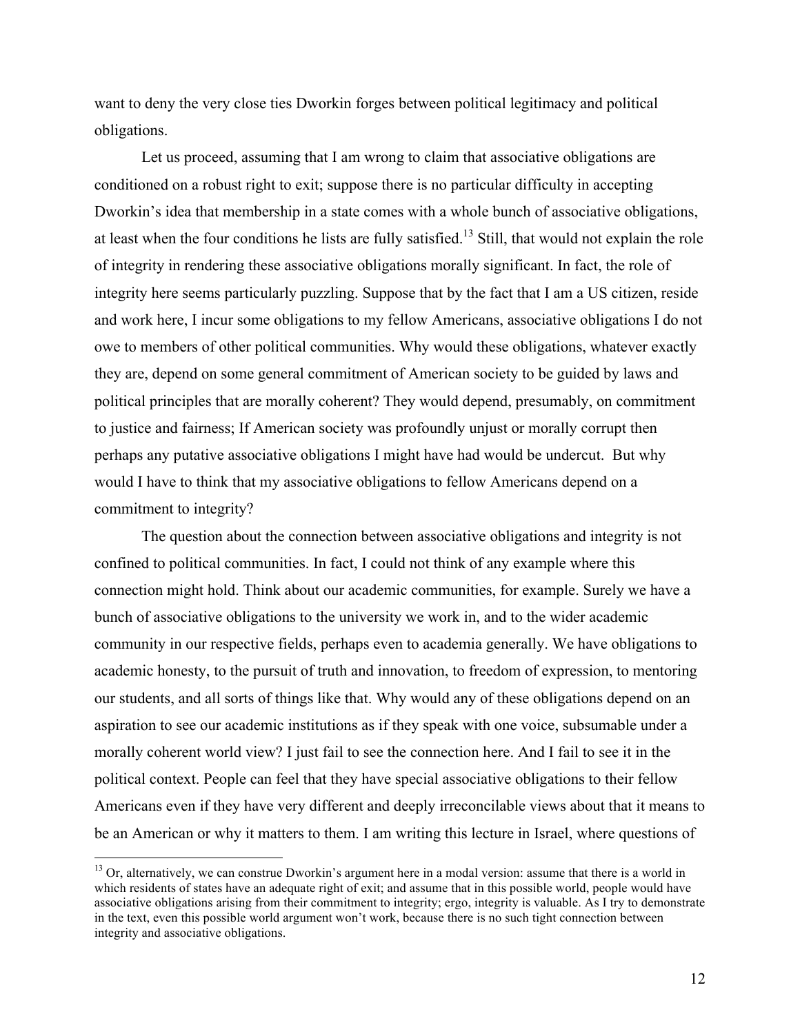want to deny the very close ties Dworkin forges between political legitimacy and political obligations.

Let us proceed, assuming that I am wrong to claim that associative obligations are conditioned on a robust right to exit; suppose there is no particular difficulty in accepting Dworkin's idea that membership in a state comes with a whole bunch of associative obligations, at least when the four conditions he lists are fully satisfied.[13] Still, that would not explain the role of integrity in rendering these associative obligations morally significant. In fact, the role of integrity here seems particularly puzzling. Suppose that by the fact that I am a US citizen, reside and work here, I incur some obligations to my fellow Americans, associative obligations I do not owe to members of other political communities. Why would these obligations, whatever exactly they are, depend on some general commitment of American society to be guided by laws and political principles that are morally coherent? They would depend, presumably, on commitment to justice and fairness; If American society was profoundly unjust or morally corrupt then perhaps any putative associative obligations I might have had would be undercut. But why would I have to think that my associative obligations to fellow Americans depend on a commitment to integrity?

The question about the connection between associative obligations and integrity is not confined to political communities. In fact, I could not think of any example where this connection might hold. Think about our academic communities, for example. Surely we have a bunch of associative obligations to the university we work in, and to the wider academic community in our respective fields, perhaps even to academia generally. We have obligations to academic honesty, to the pursuit of truth and innovation, to freedom of expression, to mentoring our students, and all sorts of things like that. Why would any of these obligations depend on an aspiration to see our academic institutions as if they speak with one voice, subsumable under a morally coherent world view? I just fail to see the connection here. And I fail to see it in the political context. People can feel that they have special associative obligations to their fellow Americans even if they have very different and deeply irreconcilable views about that it means to be an American or why it matters to them. I am writing this lecture in Israel, where questions of

[13] Or, alternatively, we can construe Dworkin's argument here in a modal version: assume that there is a world in which residents of states have an adequate right of exit; and assume that in this possible world, people would have associative obligations arising from their commitment to integrity; ergo, integrity is valuable. As I try to demonstrate in the text, even this possible world argument won't work, because there is no such tight connection between integrity and associative obligations.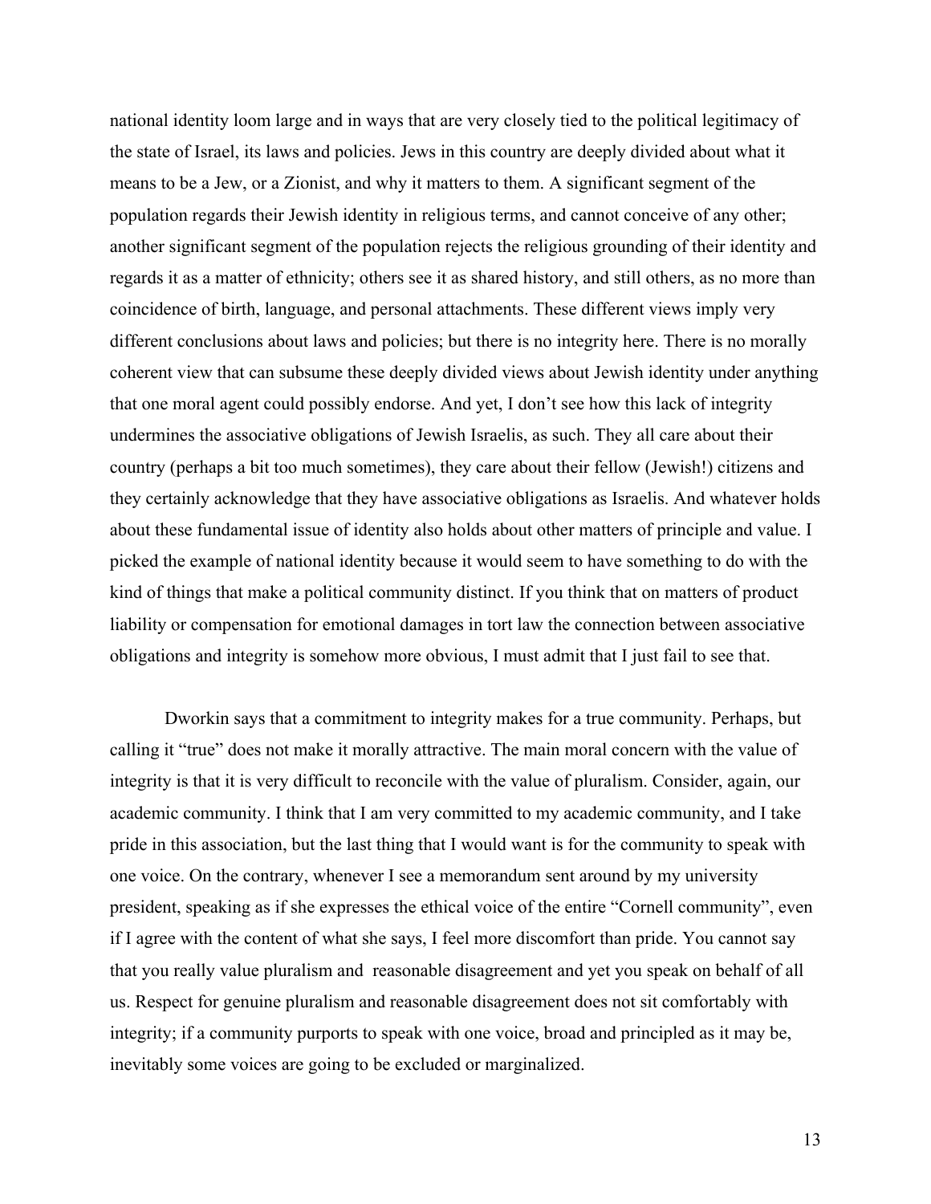national identity loom large and in ways that are very closely tied to the political legitimacy of the state of Israel, its laws and policies. Jews in this country are deeply divided about what it means to be a Jew, or a Zionist, and why it matters to them. A significant segment of the population regards their Jewish identity in religious terms, and cannot conceive of any other; another significant segment of the population rejects the religious grounding of their identity and regards it as a matter of ethnicity; others see it as shared history, and still others, as no more than coincidence of birth, language, and personal attachments. These different views imply very different conclusions about laws and policies; but there is no integrity here. There is no morally coherent view that can subsume these deeply divided views about Jewish identity under anything that one moral agent could possibly endorse. And yet, I don't see how this lack of integrity undermines the associative obligations of Jewish Israelis, as such. They all care about their country (perhaps a bit too much sometimes), they care about their fellow (Jewish!) citizens and they certainly acknowledge that they have associative obligations as Israelis. And whatever holds about these fundamental issue of identity also holds about other matters of principle and value. I picked the example of national identity because it would seem to have something to do with the kind of things that make a political community distinct. If you think that on matters of product liability or compensation for emotional damages in tort law the connection between associative obligations and integrity is somehow more obvious, I must admit that I just fail to see that.

Dworkin says that a commitment to integrity makes for a true community. Perhaps, but calling it "true" does not make it morally attractive. The main moral concern with the value of integrity is that it is very difficult to reconcile with the value of pluralism. Consider, again, our academic community. I think that I am very committed to my academic community, and I take pride in this association, but the last thing that I would want is for the community to speak with one voice. On the contrary, whenever I see a memorandum sent around by my university president, speaking as if she expresses the ethical voice of the entire "Cornell community", even if I agree with the content of what she says, I feel more discomfort than pride. You cannot say that you really value pluralism and reasonable disagreement and yet you speak on behalf of all us. Respect for genuine pluralism and reasonable disagreement does not sit comfortably with integrity; if a community purports to speak with one voice, broad and principled as it may be, inevitably some voices are going to be excluded or marginalized.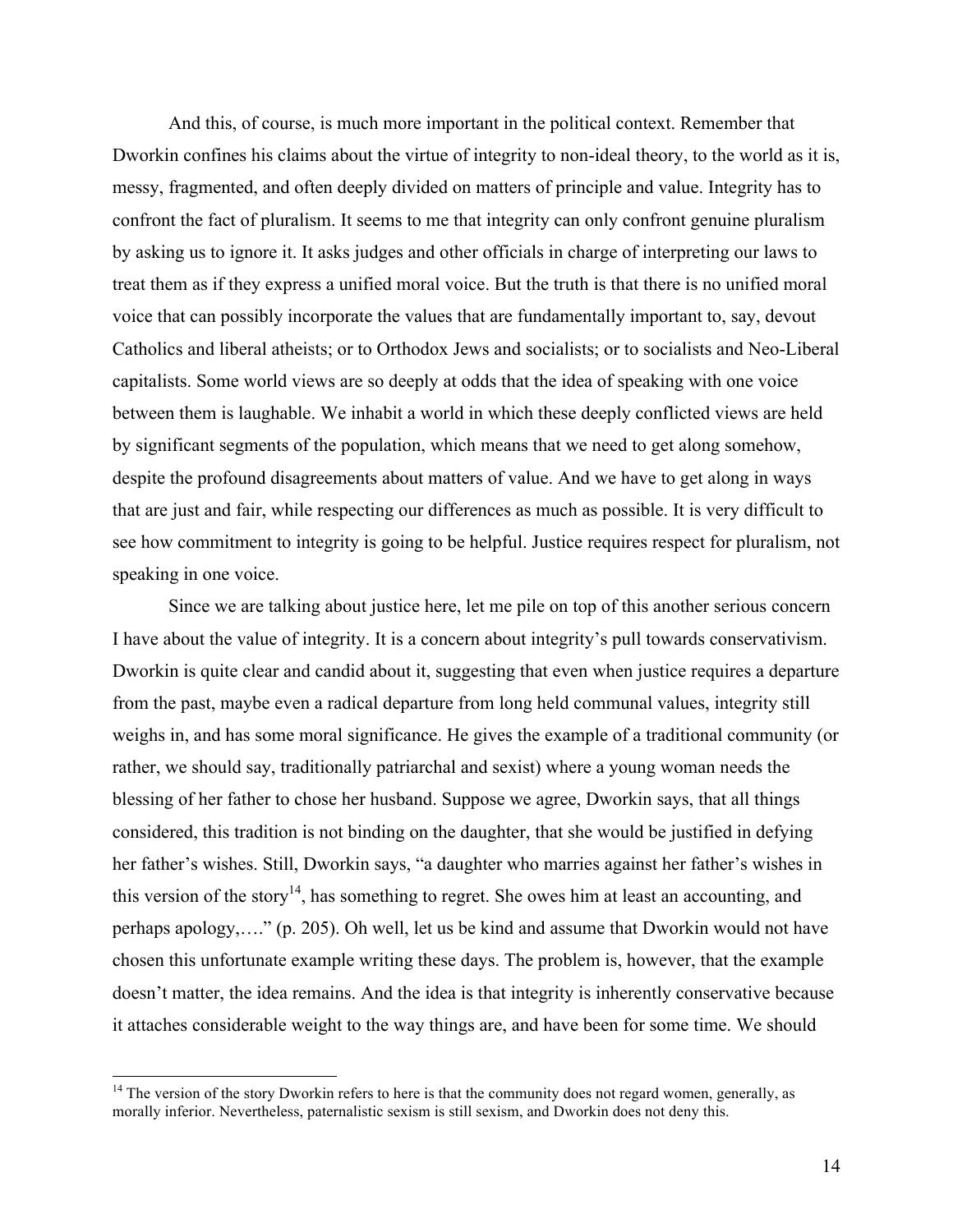And this, of course, is much more important in the political context. Remember that Dworkin confines his claims about the virtue of integrity to non-ideal theory, to the world as it is, messy, fragmented, and often deeply divided on matters of principle and value. Integrity has to confront the fact of pluralism. It seems to me that integrity can only confront genuine pluralism by asking us to ignore it. It asks judges and other officials in charge of interpreting our laws to treat them as if they express a unified moral voice. But the truth is that there is no unified moral voice that can possibly incorporate the values that are fundamentally important to, say, devout Catholics and liberal atheists; or to Orthodox Jews and socialists; or to socialists and Neo-Liberal capitalists. Some world views are so deeply at odds that the idea of speaking with one voice between them is laughable. We inhabit a world in which these deeply conflicted views are held by significant segments of the population, which means that we need to get along somehow, despite the profound disagreements about matters of value. And we have to get along in ways that are just and fair, while respecting our differences as much as possible. It is very difficult to see how commitment to integrity is going to be helpful. Justice requires respect for pluralism, not speaking in one voice.

Since we are talking about justice here, let me pile on top of this another serious concern I have about the value of integrity. It is a concern about integrity's pull towards conservativism. Dworkin is quite clear and candid about it, suggesting that even when justice requires a departure from the past, maybe even a radical departure from long held communal values, integrity still weighs in, and has some moral significance. He gives the example of a traditional community (or rather, we should say, traditionally patriarchal and sexist) where a young woman needs the blessing of her father to chose her husband. Suppose we agree, Dworkin says, that all things considered, this tradition is not binding on the daughter, that she would be justified in defying her father's wishes. Still, Dworkin says, "a daughter who marries against her father's wishes in this version of the story[14], has something to regret. She owes him at least an accounting, and perhaps apology,…." (p. 205). Oh well, let us be kind and assume that Dworkin would not have chosen this unfortunate example writing these days. The problem is, however, that the example doesn't matter, the idea remains. And the idea is that integrity is inherently conservative because it attaches considerable weight to the way things are, and have been for some time. We should

---

[14] The version of the story Dworkin refers to here is that the community does not regard women, generally, as morally inferior. Nevertheless, paternalistic sexism is still sexism, and Dworkin does not deny this.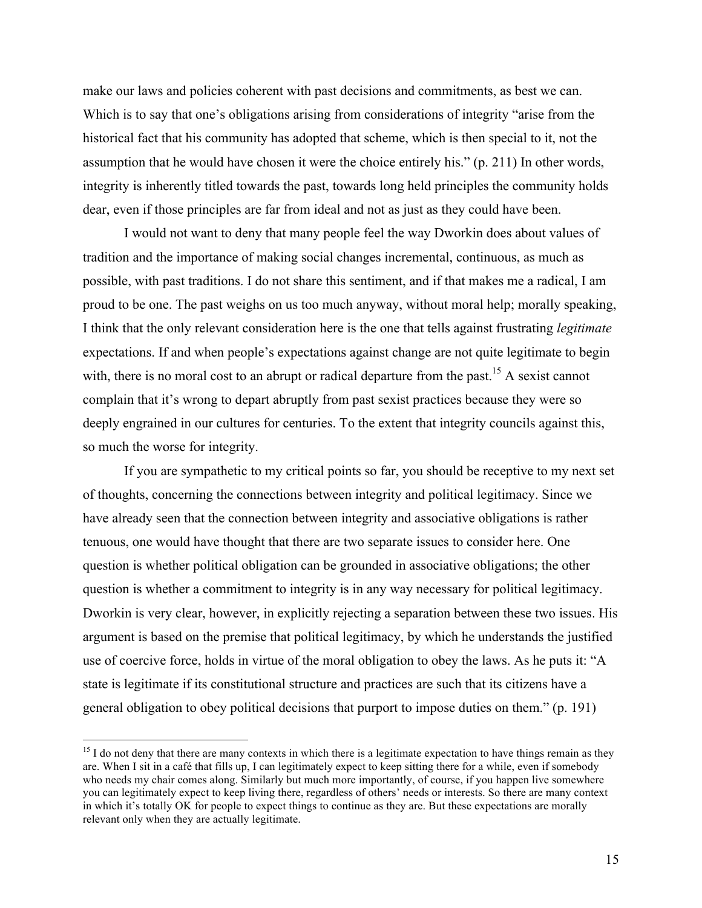make our laws and policies coherent with past decisions and commitments, as best we can. Which is to say that one's obligations arising from considerations of integrity "arise from the historical fact that his community has adopted that scheme, which is then special to it, not the assumption that he would have chosen it were the choice entirely his." (p. 211) In other words, integrity is inherently titled towards the past, towards long held principles the community holds dear, even if those principles are far from ideal and not as just as they could have been.

I would not want to deny that many people feel the way Dworkin does about values of tradition and the importance of making social changes incremental, continuous, as much as possible, with past traditions. I do not share this sentiment, and if that makes me a radical, I am proud to be one. The past weighs on us too much anyway, without moral help; morally speaking, I think that the only relevant consideration here is the one that tells against frustrating *legitimate* expectations. If and when people's expectations against change are not quite legitimate to begin with, there is no moral cost to an abrupt or radical departure from the past.[15] A sexist cannot complain that it's wrong to depart abruptly from past sexist practices because they were so deeply engrained in our cultures for centuries. To the extent that integrity councils against this, so much the worse for integrity.

If you are sympathetic to my critical points so far, you should be receptive to my next set of thoughts, concerning the connections between integrity and political legitimacy. Since we have already seen that the connection between integrity and associative obligations is rather tenuous, one would have thought that there are two separate issues to consider here. One question is whether political obligation can be grounded in associative obligations; the other question is whether a commitment to integrity is in any way necessary for political legitimacy. Dworkin is very clear, however, in explicitly rejecting a separation between these two issues. His argument is based on the premise that political legitimacy, by which he understands the justified use of coercive force, holds in virtue of the moral obligation to obey the laws. As he puts it: "A state is legitimate if its constitutional structure and practices are such that its citizens have a general obligation to obey political decisions that purport to impose duties on them." (p. 191)

---

[15] I do not deny that there are many contexts in which there is a legitimate expectation to have things remain as they are. When I sit in a café that fills up, I can legitimately expect to keep sitting there for a while, even if somebody who needs my chair comes along. Similarly but much more importantly, of course, if you happen live somewhere you can legitimately expect to keep living there, regardless of others' needs or interests. So there are many context in which it's totally OK for people to expect things to continue as they are. But these expectations are morally relevant only when they are actually legitimate.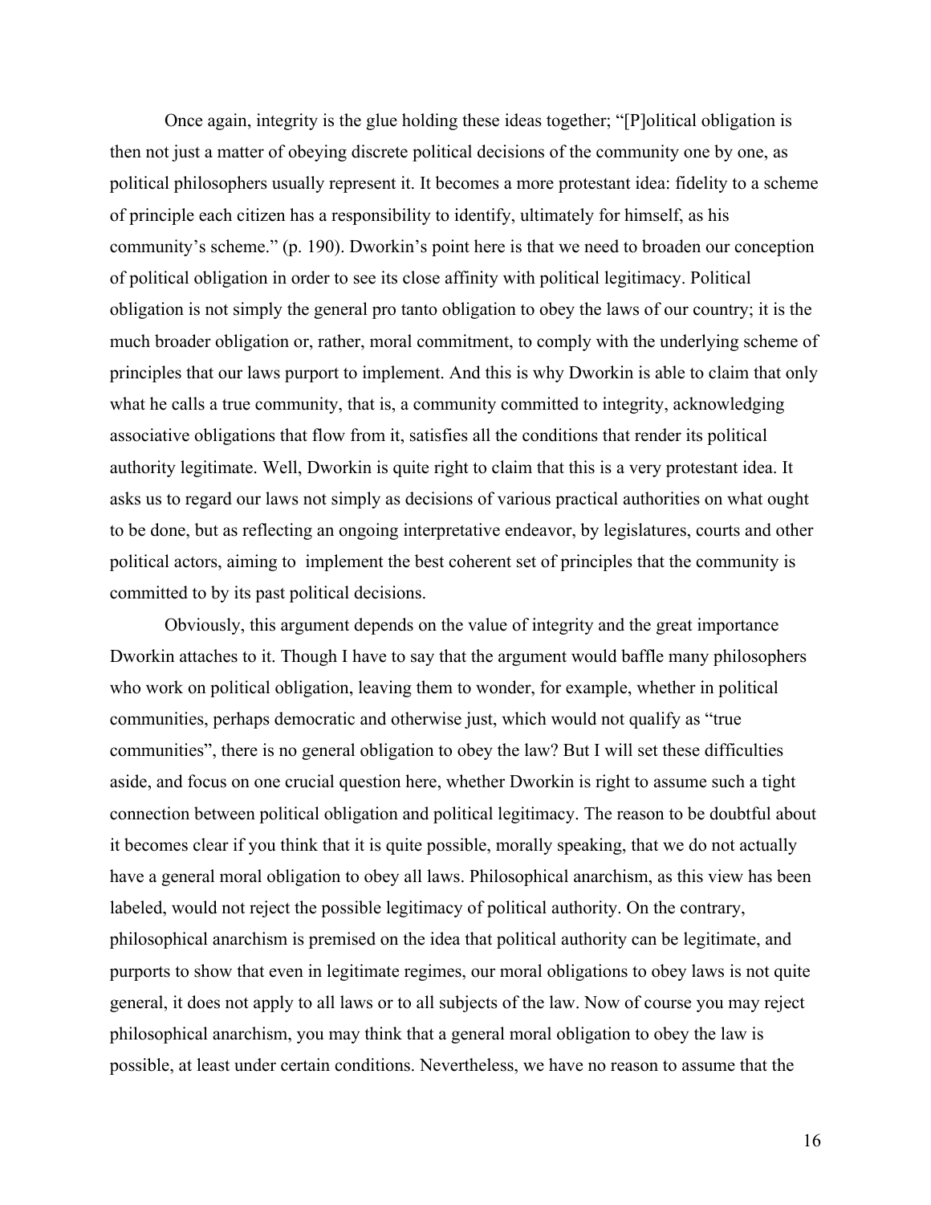Once again, integrity is the glue holding these ideas together; "[P]olitical obligation is then not just a matter of obeying discrete political decisions of the community one by one, as political philosophers usually represent it. It becomes a more protestant idea: fidelity to a scheme of principle each citizen has a responsibility to identify, ultimately for himself, as his community's scheme." (p. 190). Dworkin's point here is that we need to broaden our conception of political obligation in order to see its close affinity with political legitimacy. Political obligation is not simply the general pro tanto obligation to obey the laws of our country; it is the much broader obligation or, rather, moral commitment, to comply with the underlying scheme of principles that our laws purport to implement. And this is why Dworkin is able to claim that only what he calls a true community, that is, a community committed to integrity, acknowledging associative obligations that flow from it, satisfies all the conditions that render its political authority legitimate. Well, Dworkin is quite right to claim that this is a very protestant idea. It asks us to regard our laws not simply as decisions of various practical authorities on what ought to be done, but as reflecting an ongoing interpretative endeavor, by legislatures, courts and other political actors, aiming to implement the best coherent set of principles that the community is committed to by its past political decisions.

Obviously, this argument depends on the value of integrity and the great importance Dworkin attaches to it. Though I have to say that the argument would baffle many philosophers who work on political obligation, leaving them to wonder, for example, whether in political communities, perhaps democratic and otherwise just, which would not qualify as "true communities", there is no general obligation to obey the law? But I will set these difficulties aside, and focus on one crucial question here, whether Dworkin is right to assume such a tight connection between political obligation and political legitimacy. The reason to be doubtful about it becomes clear if you think that it is quite possible, morally speaking, that we do not actually have a general moral obligation to obey all laws. Philosophical anarchism, as this view has been labeled, would not reject the possible legitimacy of political authority. On the contrary, philosophical anarchism is premised on the idea that political authority can be legitimate, and purports to show that even in legitimate regimes, our moral obligations to obey laws is not quite general, it does not apply to all laws or to all subjects of the law. Now of course you may reject philosophical anarchism, you may think that a general moral obligation to obey the law is possible, at least under certain conditions. Nevertheless, we have no reason to assume that the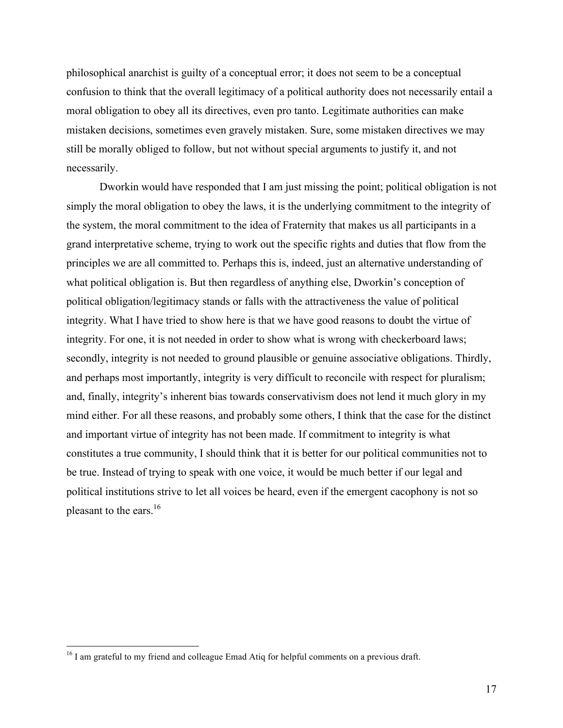philosophical anarchist is guilty of a conceptual error; it does not seem to be a conceptual confusion to think that the overall legitimacy of a political authority does not necessarily entail a moral obligation to obey all its directives, even pro tanto. Legitimate authorities can make mistaken decisions, sometimes even gravely mistaken. Sure, some mistaken directives we may still be morally obliged to follow, but not without special arguments to justify it, and not necessarily.

Dworkin would have responded that I am just missing the point; political obligation is not simply the moral obligation to obey the laws, it is the underlying commitment to the integrity of the system, the moral commitment to the idea of Fraternity that makes us all participants in a grand interpretative scheme, trying to work out the specific rights and duties that flow from the principles we are all committed to. Perhaps this is, indeed, just an alternative understanding of what political obligation is. But then regardless of anything else, Dworkin's conception of political obligation/legitimacy stands or falls with the attractiveness the value of political integrity. What I have tried to show here is that we have good reasons to doubt the virtue of integrity. For one, it is not needed in order to show what is wrong with checkerboard laws; secondly, integrity is not needed to ground plausible or genuine associative obligations. Thirdly, and perhaps most importantly, integrity is very difficult to reconcile with respect for pluralism; and, finally, integrity's inherent bias towards conservativism does not lend it much glory in my mind either. For all these reasons, and probably some others, I think that the case for the distinct and important virtue of integrity has not been made. If commitment to integrity is what constitutes a true community, I should think that it is better for our political communities not to be true. Instead of trying to speak with one voice, it would be much better if our legal and political institutions strive to let all voices be heard, even if the emergent cacophony is not so pleasant to the ears.[16]

[16] I am grateful to my friend and colleague Emad Atiq for helpful comments on a previous draft.